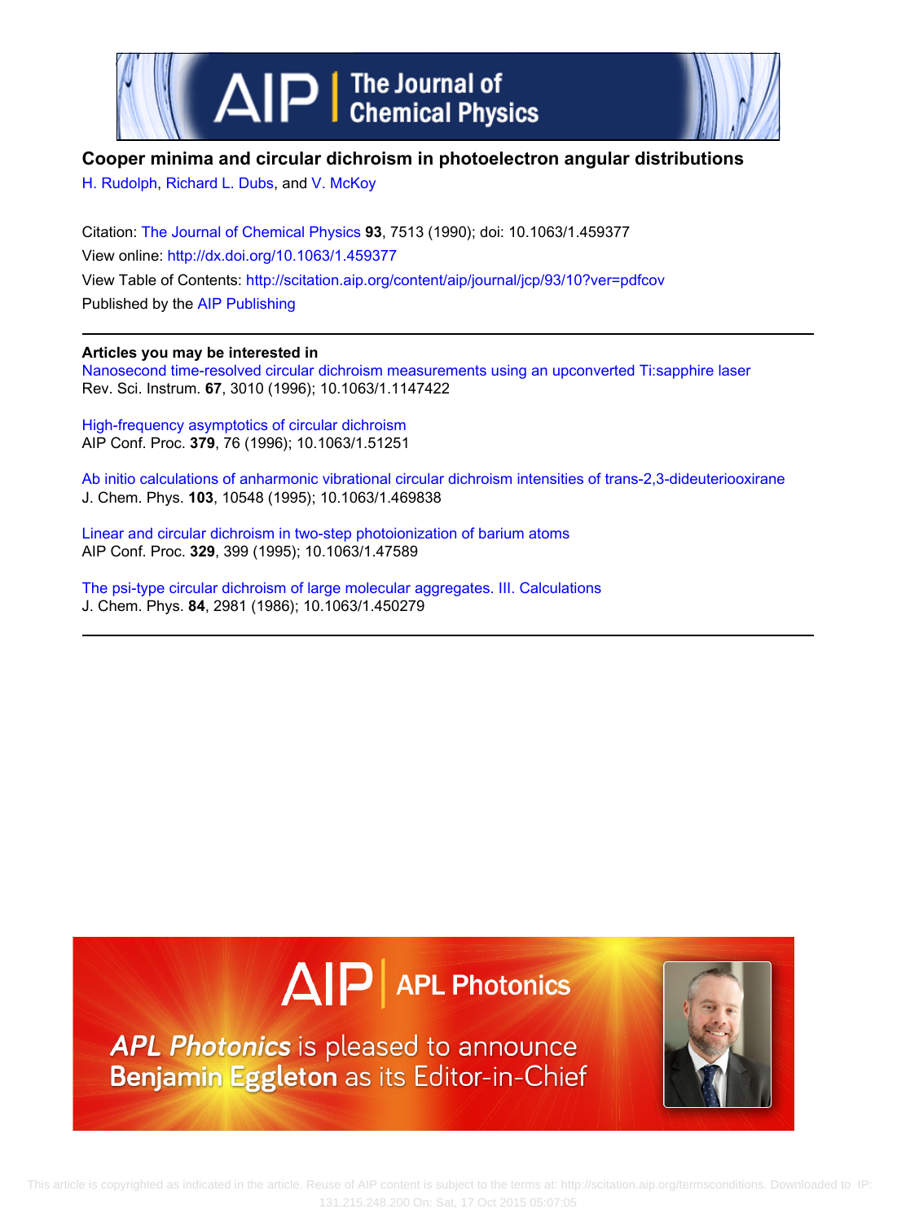# Cooper minima and circular dichroism in photoelectron angular distributions

H. Rudolph, Richard L. Dubs, and V. McKoy

Citation: The Journal of Chemical Physics **93**, 7513 (1990); doi: 10.1063/1.459377

View online: http://dx.doi.org/10.1063/1.459377

View Table of Contents: http://scitation.aip.org/content/aip/journal/jcp/93/10?ver=pdfcov

Published by the AIP Publishing

---

**Articles you may be interested in**

Nanosecond time-resolved circular dichroism measurements using an upconverted Ti:sapphire laser
Rev. Sci. Instrum. **67**, 3010 (1996); 10.1063/1.1147422

High-frequency asymptotics of circular dichroism
AIP Conf. Proc. **379**, 76 (1996); 10.1063/1.51251

Ab initio calculations of anharmonic vibrational circular dichroism intensities of trans-2,3-dideuteriooxirane
J. Chem. Phys. **103**, 10548 (1995); 10.1063/1.469838

Linear and circular dichroism in two-step photoionization of barium atoms
AIP Conf. Proc. **329**, 399 (1995); 10.1063/1.47589

The psi-type circular dichroism of large molecular aggregates. III. Calculations
J. Chem. Phys. **84**, 2981 (1986); 10.1063/1.450279

---

APL Photonics is pleased to announce Benjamin Eggleton as its Editor-in-Chief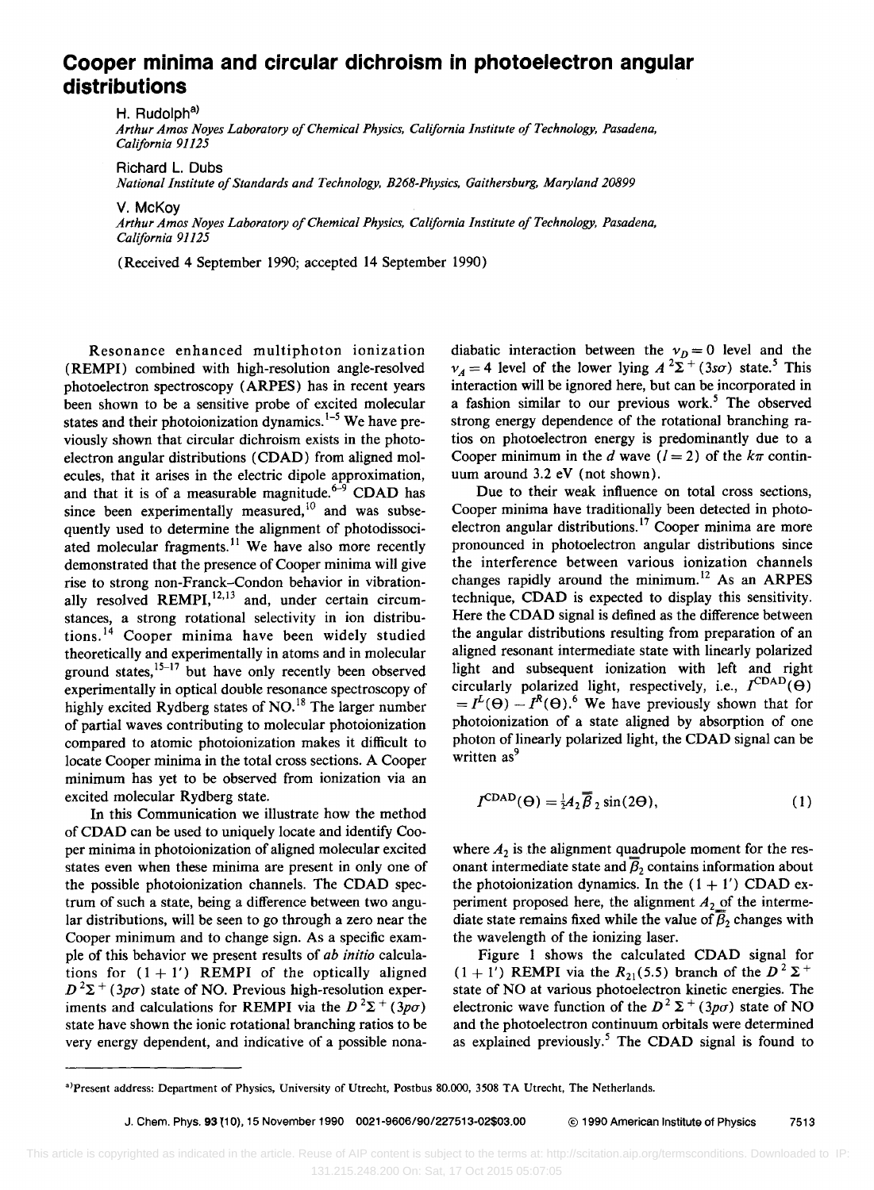# Cooper minima and circular dichroism in photoelectron angular distributions

H. Rudolph[a)]

*Arthur Amos Noyes Laboratory of Chemical Physics, California Institute of Technology, Pasadena, California 91125*

Richard L. Dubs

*National Institute of Standards and Technology, B268-Physics, Gaithersburg, Maryland 20899*

V. McKoy

*Arthur Amos Noyes Laboratory of Chemical Physics, California Institute of Technology, Pasadena, California 91125*

(Received 4 September 1990; accepted 14 September 1990)

Resonance enhanced multiphoton ionization (REMPI) combined with high-resolution angle-resolved photoelectron spectroscopy (ARPES) has in recent years been shown to be a sensitive probe of excited molecular states and their photoionization dynamics.[1-5] We have previously shown that circular dichroism exists in the photoelectron angular distributions (CDAD) from aligned molecules, that it arises in the electric dipole approximation, and that it is of a measurable magnitude.[6-9] CDAD has since been experimentally measured,[10] and was subsequently used to determine the alignment of photodissociated molecular fragments.[11] We have also more recently demonstrated that the presence of Cooper minima will give rise to strong non-Franck–Condon behavior in vibrationally resolved REMPI,[12,13] and, under certain circumstances, a strong rotational selectivity in ion distributions.[14] Cooper minima have been widely studied theoretically and experimentally in atoms and in molecular ground states,[15-17] but have only recently been observed experimentally in optical double resonance spectroscopy of highly excited Rydberg states of NO.[18] The larger number of partial waves contributing to molecular photoionization compared to atomic photoionization makes it difficult to locate Cooper minima in the total cross sections. A Cooper minimum has yet to be observed from ionization via an excited molecular Rydberg state.

In this Communication we illustrate how the method of CDAD can be used to uniquely locate and identify Cooper minima in photoionization of aligned molecular excited states even when these minima are present in only one of the possible photoionization channels. The CDAD spectrum of such a state, being a difference between two angular distributions, will be seen to go through a zero near the Cooper minimum and to change sign. As a specific example of this behavior we present results of *ab initio* calculations for $(1 + 1')$ REMPI of the optically aligned $D\,^2\Sigma^+\,(3p\sigma)$ state of NO. Previous high-resolution experiments and calculations for REMPI via the $D\,^2\Sigma^+\,(3p\sigma)$ state have shown the ionic rotational branching ratios to be very energy dependent, and indicative of a possible nonadiabatic interaction between the $v_D = 0$ level and the $v_A = 4$ level of the lower lying $A\,^2\Sigma^+\,(3s\sigma)$ state.[5] This interaction will be ignored here, but can be incorporated in a fashion similar to our previous work.[5] The observed strong energy dependence of the rotational branching ratios on photoelectron energy is predominantly due to a Cooper minimum in the $d$ wave ($l = 2$) of the $k\pi$ continuum around 3.2 eV (not shown).

Due to their weak influence on total cross sections, Cooper minima have traditionally been detected in photoelectron angular distributions.[17] Cooper minima are more pronounced in photoelectron angular distributions since the interference between various ionization channels changes rapidly around the minimum.[12] As an ARPES technique, CDAD is expected to display this sensitivity. Here the CDAD signal is defined as the difference between the angular distributions resulting from preparation of an aligned resonant intermediate state with linearly polarized light and subsequent ionization with left and right circularly polarized light, respectively, i.e., $I^{\rm CDAD}(\Theta) = I^L(\Theta) - I^R(\Theta)$.[6] We have previously shown that for photoionization of a state aligned by absorption of one photon of linearly polarized light, the CDAD signal can be written as[9]

$$I^{\rm CDAD}(\Theta) = \tfrac{1}{2} A_2 \overline{\overline{\beta}}_2 \sin(2\Theta), \tag{1}$$

where $A_2$ is the alignment quadrupole moment for the resonant intermediate state and $\overline{\overline{\beta}}_2$ contains information about the photoionization dynamics. In the $(1 + 1')$ CDAD experiment proposed here, the alignment $A_2$ of the intermediate state remains fixed while the value of $\overline{\overline{\beta}}_2$ changes with the wavelength of the ionizing laser.

Figure 1 shows the calculated CDAD signal for $(1 + 1')$ REMPI via the $R_{21}(5.5)$ branch of the $D\,^2\Sigma^+$ state of NO at various photoelectron kinetic energies. The electronic wave function of the $D\,^2\Sigma^+\,(3p\sigma)$ state of NO and the photoelectron continuum orbitals were determined as explained previously.[5] The CDAD signal is found to

---

[a)]Present address: Department of Physics, University of Utrecht, Postbus 80.000, 3508 TA Utrecht, The Netherlands.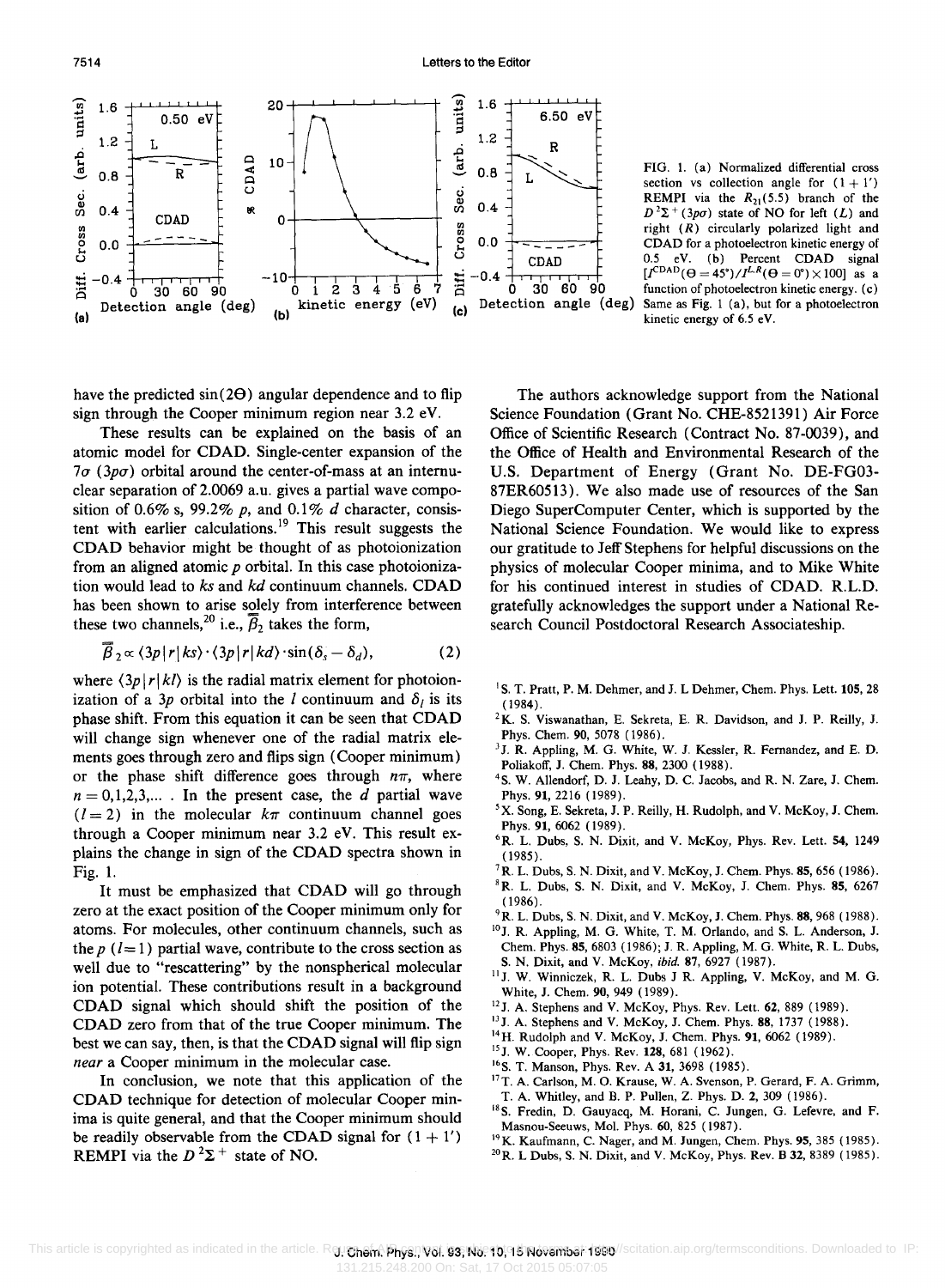1.6
0.50 eV
1.2
L
0.8
R
0.4
CDAD
0.0
−0.4
0 30 60 90
Diff. Cross Sec. (arb. units)
Detection angle (deg)
(a)

20
10
0
−10
% CDAD
0 1 2 3 4 5 6 7
kinetic energy (eV)
(b)

1.6
6.50 eV
1.2
R
0.8
L
0.4
0.0
CDAD
−0.4
0 30 60 90
Diff. Cross Sec. (arb. units)
Detection angle (deg)
(c)

FIG. 1. (a) Normalized differential cross section vs collection angle for $(1+1')$ REMPI via the $R_{21}(5.5)$ branch of the $D\,^2\Sigma^+\,(3p\sigma)$ state of NO for left ($L$) and right ($R$) circularly polarized light and CDAD for a photoelectron kinetic energy of 0.5 eV. (b) Percent CDAD signal $[I^{\mathrm{CDAD}}(\Theta=45°)/I^{L,R}(\Theta=0°)\times 100]$ as a function of photoelectron kinetic energy. (c) Same as Fig. 1 (a), but for a photoelectron kinetic energy of 6.5 eV.

have the predicted $\sin(2\Theta)$ angular dependence and to flip sign through the Cooper minimum region near 3.2 eV.

These results can be explained on the basis of an atomic model for CDAD. Single-center expansion of the $7\sigma$ $(3p\sigma)$ orbital around the center-of-mass at an internuclear separation of 2.0069 a.u. gives a partial wave composition of 0.6% s, 99.2% p, and 0.1% d character, consistent with earlier calculations.[19] This result suggests the CDAD behavior might be thought of as photoionization from an aligned atomic p orbital. In this case photoionization would lead to $ks$ and $kd$ continuum channels. CDAD has been shown to arise solely from interference between these two channels,[20] i.e., $\bar{\bar{\beta}}_2$ takes the form,

$$\bar{\bar{\beta}}_2 \propto \langle 3p|r|ks\rangle \cdot \langle 3p|r|kd\rangle \cdot \sin(\delta_s - \delta_d), \tag{2}$$

where $\langle 3p|r|kl\rangle$ is the radial matrix element for photoionization of a $3p$ orbital into the $l$ continuum and $\delta_l$ is its phase shift. From this equation it can be seen that CDAD will change sign whenever one of the radial matrix elements goes through zero and flips sign (Cooper minimum) or the phase shift difference goes through $n\pi$, where $n=0,1,2,3,\ldots$ . In the present case, the $d$ partial wave $(l=2)$ in the molecular $k\pi$ continuum channel goes through a Cooper minimum near 3.2 eV. This result explains the change in sign of the CDAD spectra shown in Fig. 1.

It must be emphasized that CDAD will go through zero at the exact position of the Cooper minimum only for atoms. For molecules, other continuum channels, such as the $p$ $(l=1)$ partial wave, contribute to the cross section as well due to "rescattering" by the nonspherical molecular ion potential. These contributions result in a background CDAD signal which should shift the position of the CDAD zero from that of the true Cooper minimum. The best we can say, then, is that the CDAD signal will flip sign *near* a Cooper minimum in the molecular case.

In conclusion, we note that this application of the CDAD technique for detection of molecular Cooper minima is quite general, and that the Cooper minimum should be readily observable from the CDAD signal for $(1+1')$ REMPI via the $D\,^2\Sigma^+$ state of NO.

The authors acknowledge support from the National Science Foundation (Grant No. CHE-8521391) Air Force Office of Scientific Research (Contract No. 87-0039), and the Office of Health and Environmental Research of the U.S. Department of Energy (Grant No. DE-FG03-87ER60513). We also made use of resources of the San Diego SuperComputer Center, which is supported by the National Science Foundation. We would like to express our gratitude to Jeff Stephens for helpful discussions on the physics of molecular Cooper minima, and to Mike White for his continued interest in studies of CDAD. R.L.D. gratefully acknowledges the support under a National Research Council Postdoctoral Research Associateship.

[1] S. T. Pratt, P. M. Dehmer, and J. L Dehmer, Chem. Phys. Lett. 105, 28 (1984).
[2] K. S. Viswanathan, E. Sekreta, E. R. Davidson, and J. P. Reilly, J. Phys. Chem. 90, 5078 (1986).
[3] J. R. Appling, M. G. White, W. J. Kessler, R. Fernandez, and E. D. Poliakoff, J. Chem. Phys. 88, 2300 (1988).
[4] S. W. Allendorf, D. J. Leahy, D. C. Jacobs, and R. N. Zare, J. Chem. Phys. 91, 2216 (1989).
[5] X. Song, E. Sekreta, J. P. Reilly, H. Rudolph, and V. McKoy, J. Chem. Phys. 91, 6062 (1989).
[6] R. L. Dubs, S. N. Dixit, and V. McKoy, Phys. Rev. Lett. 54, 1249 (1985).
[7] R. L. Dubs, S. N. Dixit, and V. McKoy, J. Chem. Phys. 85, 656 (1986).
[8] R. L. Dubs, S. N. Dixit, and V. McKoy, J. Chem. Phys. 85, 6267 (1986).
[9] R. L. Dubs, S. N. Dixit, and V. McKoy, J. Chem. Phys. 88, 968 (1988).
[10] J. R. Appling, M. G. White, T. M. Orlando, and S. L. Anderson, J. Chem. Phys. 85, 6803 (1986); J. R. Appling, M. G. White, R. L. Dubs, S. N. Dixit, and V. McKoy, *ibid.* 87, 6927 (1987).
[11] J. W. Winniczek, R. L. Dubs J R. Appling, V. McKoy, and M. G. White, J. Chem. 90, 949 (1989).
[12] J. A. Stephens and V. McKoy, Phys. Rev. Lett. 62, 889 (1989).
[13] J. A. Stephens and V. McKoy, J. Chem. Phys. 88, 1737 (1988).
[14] H. Rudolph and V. McKoy, J. Chem. Phys. 91, 6062 (1989).
[15] J. W. Cooper, Phys. Rev. 128, 681 (1962).
[16] S. T. Manson, Phys. Rev. A 31, 3698 (1985).
[17] T. A. Carlson, M. O. Krause, W. A. Svenson, P. Gerard, F. A. Grimm, T. A. Whitley, and B. P. Pullen, Z. Phys. D. 2, 309 (1986).
[18] S. Fredin, D. Gauyacq, M. Horani, C. Jungen, G. Lefevre, and F. Masnou-Seeuws, Mol. Phys. 60, 825 (1987).
[19] K. Kaufmann, C. Nager, and M. Jungen, Chem. Phys. 95, 385 (1985).
[20] R. L Dubs, S. N. Dixit, and V. McKoy, Phys. Rev. B 32, 8389 (1985).